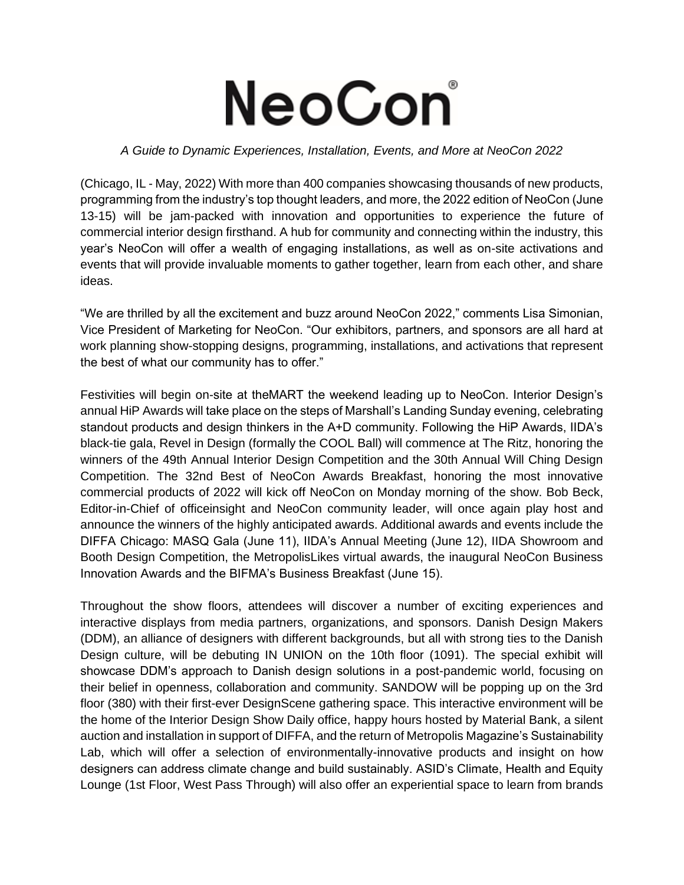# NeoCon®

*A Guide to Dynamic Experiences, Installation, Events, and More at NeoCon 2022*

(Chicago, IL - May, 2022) With more than 400 companies showcasing thousands of new products, programming from the industry's top thought leaders, and more, the 2022 edition of NeoCon (June 13-15) will be jam-packed with innovation and opportunities to experience the future of commercial interior design firsthand. A hub for community and connecting within the industry, this year's NeoCon will offer a wealth of engaging installations, as well as on-site activations and events that will provide invaluable moments to gather together, learn from each other, and share ideas.

"We are thrilled by all the excitement and buzz around NeoCon 2022," comments Lisa Simonian, Vice President of Marketing for NeoCon. "Our exhibitors, partners, and sponsors are all hard at work planning show-stopping designs, programming, installations, and activations that represent the best of what our community has to offer."

Festivities will begin on-site at theMART the weekend leading up to NeoCon. Interior Design's annual HiP Awards will take place on the steps of Marshall's Landing Sunday evening, celebrating standout products and design thinkers in the A+D community. Following the HiP Awards, IIDA's black-tie gala, Revel in Design (formally the COOL Ball) will commence at The Ritz, honoring the winners of the 49th Annual Interior Design Competition and the 30th Annual Will Ching Design Competition. The 32nd Best of NeoCon Awards Breakfast, honoring the most innovative commercial products of 2022 will kick off NeoCon on Monday morning of the show. Bob Beck, Editor-in-Chief of officeinsight and NeoCon community leader, will once again play host and announce the winners of the highly anticipated awards. Additional awards and events include the DIFFA Chicago: MASQ Gala (June 11), IIDA's Annual Meeting (June 12), IIDA Showroom and Booth Design Competition, the MetropolisLikes virtual awards, the inaugural NeoCon Business Innovation Awards and the BIFMA's Business Breakfast (June 15).

Throughout the show floors, attendees will discover a number of exciting experiences and interactive displays from media partners, organizations, and sponsors. Danish Design Makers (DDM), an alliance of designers with different backgrounds, but all with strong ties to the Danish Design culture, will be debuting IN UNION on the 10th floor (1091). The special exhibit will showcase DDM's approach to Danish design solutions in a post-pandemic world, focusing on their belief in openness, collaboration and community. SANDOW will be popping up on the 3rd floor (380) with their first-ever DesignScene gathering space. This interactive environment will be the home of the Interior Design Show Daily office, happy hours hosted by Material Bank, a silent auction and installation in support of DIFFA, and the return of Metropolis Magazine's Sustainability Lab, which will offer a selection of environmentally-innovative products and insight on how designers can address climate change and build sustainably. ASID's Climate, Health and Equity Lounge (1st Floor, West Pass Through) will also offer an experiential space to learn from brands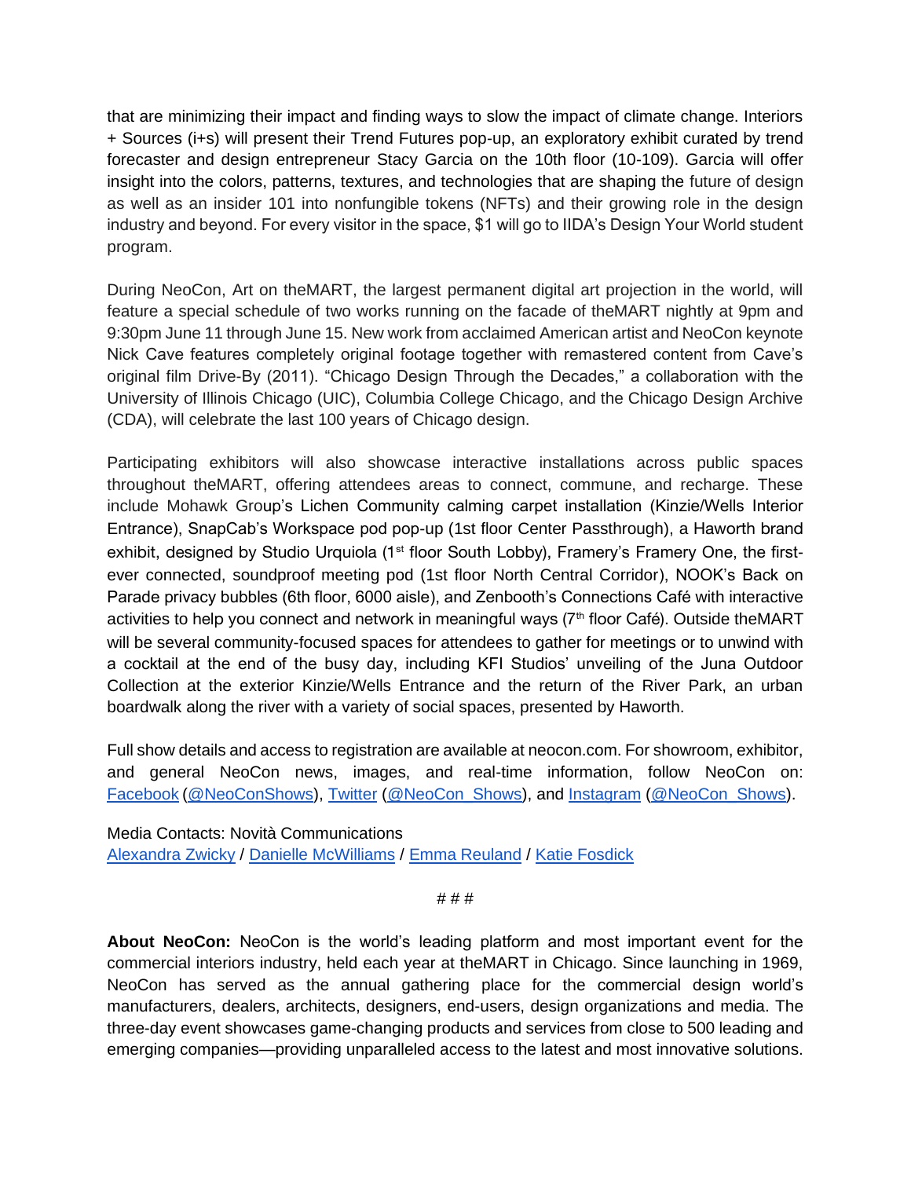that are minimizing their impact and finding ways to slow the impact of climate change. Interiors + Sources (i+s) will present their Trend Futures pop-up, an exploratory exhibit curated by trend forecaster and design entrepreneur Stacy Garcia on the 10th floor (10-109). Garcia will offer insight into the colors, patterns, textures, and technologies that are shaping the future of design as well as an insider 101 into nonfungible tokens (NFTs) and their growing role in the design industry and beyond. For every visitor in the space, $1 will go to IIDA's Design Your World student program.

During NeoCon, Art on theMART, the largest permanent digital art projection in the world, will feature a special schedule of two works running on the facade of theMART nightly at 9pm and 9:30pm June 11 through June 15. New work from acclaimed American artist and NeoCon keynote Nick Cave features completely original footage together with remastered content from Cave's original film Drive-By (2011). "Chicago Design Through the Decades," a collaboration with the University of Illinois Chicago (UIC), Columbia College Chicago, and the Chicago Design Archive (CDA), will celebrate the last 100 years of Chicago design.

Participating exhibitors will also showcase interactive installations across public spaces throughout theMART, offering attendees areas to connect, commune, and recharge. These include Mohawk Group's Lichen Community calming carpet installation (Kinzie/Wells Interior Entrance), SnapCab's Workspace pod pop-up (1st floor Center Passthrough), a Haworth brand exhibit, designed by Studio Urquiola (1st floor South Lobby), Framery's Framery One, the first-ever connected, soundproof meeting pod (1st floor North Central Corridor), NOOK's Back on Parade privacy bubbles (6th floor, 6000 aisle), and Zenbooth's Connections Café with interactive activities to help you connect and network in meaningful ways (7th floor Café). Outside theMART will be several community-focused spaces for attendees to gather for meetings or to unwind with a cocktail at the end of the busy day, including KFI Studios' unveiling of the Juna Outdoor Collection at the exterior Kinzie/Wells Entrance and the return of the River Park, an urban boardwalk along the river with a variety of social spaces, presented by Haworth.

Full show details and access to registration are available at neocon.com. For showroom, exhibitor, and general NeoCon news, images, and real-time information, follow NeoCon on: Facebook (@NeoConShows), Twitter (@NeoCon_Shows), and Instagram (@NeoCon_Shows).

Media Contacts: Novità Communications
Alexandra Zwicky / Danielle McWilliams / Emma Reuland / Katie Fosdick

# # #

**About NeoCon:** NeoCon is the world's leading platform and most important event for the commercial interiors industry, held each year at theMART in Chicago. Since launching in 1969, NeoCon has served as the annual gathering place for the commercial design world's manufacturers, dealers, architects, designers, end-users, design organizations and media. The three-day event showcases game-changing products and services from close to 500 leading and emerging companies—providing unparalleled access to the latest and most innovative solutions.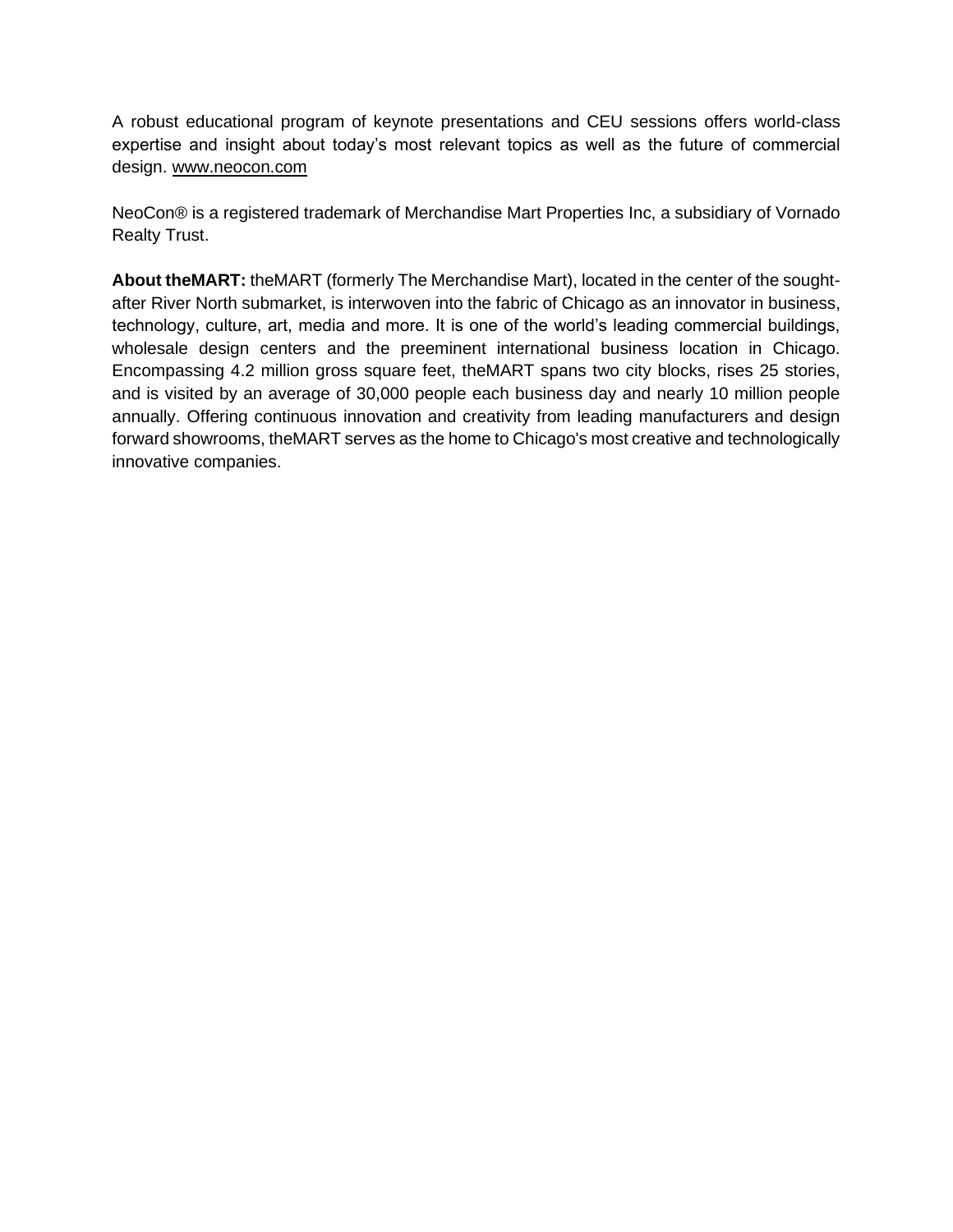A robust educational program of keynote presentations and CEU sessions offers world-class expertise and insight about today's most relevant topics as well as the future of commercial design. www.neocon.com

NeoCon® is a registered trademark of Merchandise Mart Properties Inc, a subsidiary of Vornado Realty Trust.

**About theMART:** theMART (formerly The Merchandise Mart), located in the center of the sought-after River North submarket, is interwoven into the fabric of Chicago as an innovator in business, technology, culture, art, media and more. It is one of the world's leading commercial buildings, wholesale design centers and the preeminent international business location in Chicago. Encompassing 4.2 million gross square feet, theMART spans two city blocks, rises 25 stories, and is visited by an average of 30,000 people each business day and nearly 10 million people annually. Offering continuous innovation and creativity from leading manufacturers and design forward showrooms, theMART serves as the home to Chicago's most creative and technologically innovative companies.